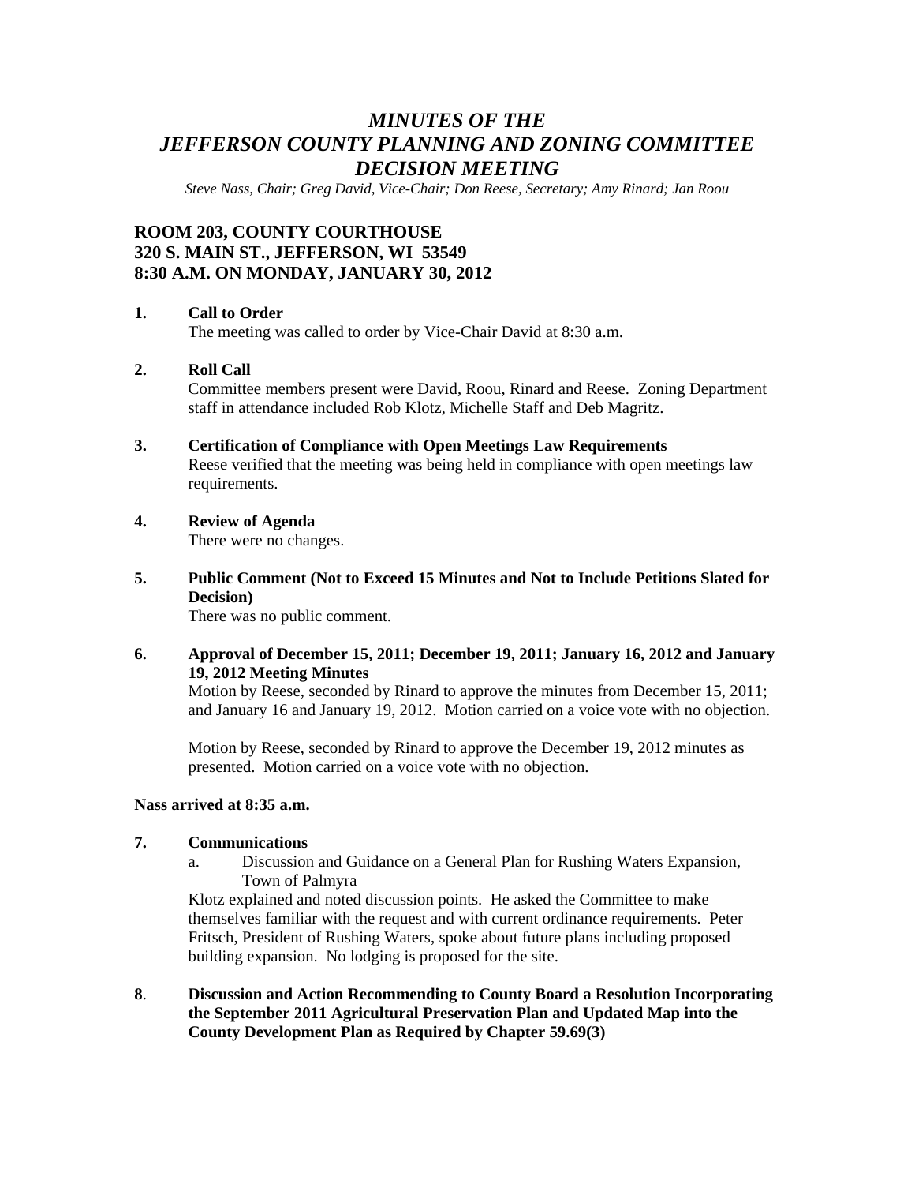# *MINUTES OF THE JEFFERSON COUNTY PLANNING AND ZONING COMMITTEE DECISION MEETING*

*Steve Nass, Chair; Greg David, Vice-Chair; Don Reese, Secretary; Amy Rinard; Jan Roou*

## ROOM 203, COUNTY COURTHOUSE
## 320 S. MAIN ST., JEFFERSON, WI 53549
## 8:30 A.M. ON MONDAY, JANUARY 30, 2012

**1. Call to Order**

The meeting was called to order by Vice-Chair David at 8:30 a.m.

**2. Roll Call**

Committee members present were David, Roou, Rinard and Reese. Zoning Department staff in attendance included Rob Klotz, Michelle Staff and Deb Magritz.

**3. Certification of Compliance with Open Meetings Law Requirements**

Reese verified that the meeting was being held in compliance with open meetings law requirements.

**4. Review of Agenda**

There were no changes.

**5. Public Comment (Not to Exceed 15 Minutes and Not to Include Petitions Slated for Decision)**

There was no public comment.

**6. Approval of December 15, 2011; December 19, 2011; January 16, 2012 and January 19, 2012 Meeting Minutes**

Motion by Reese, seconded by Rinard to approve the minutes from December 15, 2011; and January 16 and January 19, 2012. Motion carried on a voice vote with no objection.

Motion by Reese, seconded by Rinard to approve the December 19, 2012 minutes as presented. Motion carried on a voice vote with no objection.

**Nass arrived at 8:35 a.m.**

**7. Communications**

a. Discussion and Guidance on a General Plan for Rushing Waters Expansion, Town of Palmyra

Klotz explained and noted discussion points. He asked the Committee to make themselves familiar with the request and with current ordinance requirements. Peter Fritsch, President of Rushing Waters, spoke about future plans including proposed building expansion. No lodging is proposed for the site.

**8. Discussion and Action Recommending to County Board a Resolution Incorporating the September 2011 Agricultural Preservation Plan and Updated Map into the County Development Plan as Required by Chapter 59.69(3)**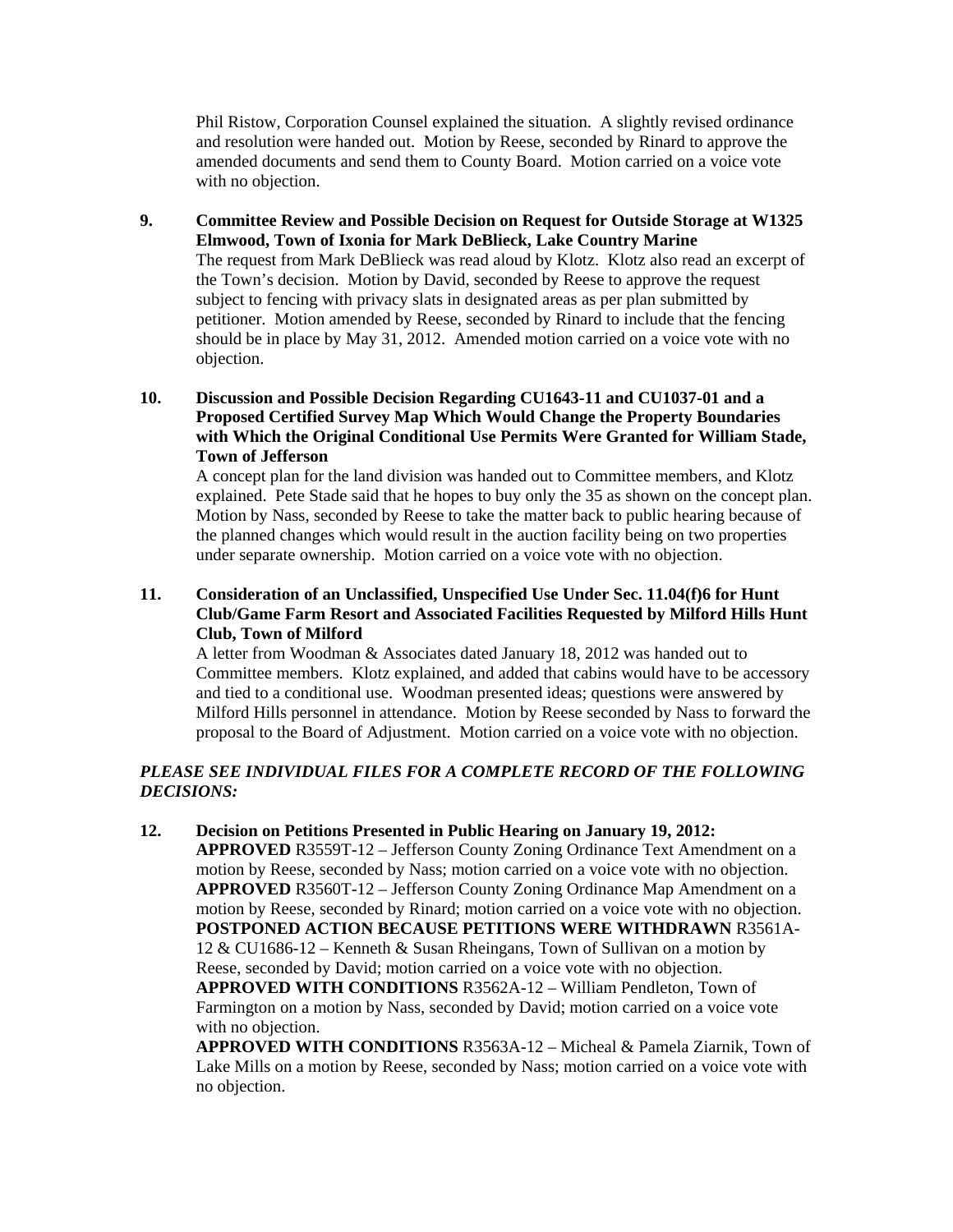Phil Ristow, Corporation Counsel explained the situation. A slightly revised ordinance and resolution were handed out. Motion by Reese, seconded by Rinard to approve the amended documents and send them to County Board. Motion carried on a voice vote with no objection.

**9. Committee Review and Possible Decision on Request for Outside Storage at W1325 Elmwood, Town of Ixonia for Mark DeBlieck, Lake Country Marine**

The request from Mark DeBlieck was read aloud by Klotz. Klotz also read an excerpt of the Town's decision. Motion by David, seconded by Reese to approve the request subject to fencing with privacy slats in designated areas as per plan submitted by petitioner. Motion amended by Reese, seconded by Rinard to include that the fencing should be in place by May 31, 2012. Amended motion carried on a voice vote with no objection.

**10. Discussion and Possible Decision Regarding CU1643-11 and CU1037-01 and a Proposed Certified Survey Map Which Would Change the Property Boundaries with Which the Original Conditional Use Permits Were Granted for William Stade, Town of Jefferson**

A concept plan for the land division was handed out to Committee members, and Klotz explained. Pete Stade said that he hopes to buy only the 35 as shown on the concept plan. Motion by Nass, seconded by Reese to take the matter back to public hearing because of the planned changes which would result in the auction facility being on two properties under separate ownership. Motion carried on a voice vote with no objection.

**11. Consideration of an Unclassified, Unspecified Use Under Sec. 11.04(f)6 for Hunt Club/Game Farm Resort and Associated Facilities Requested by Milford Hills Hunt Club, Town of Milford**

A letter from Woodman & Associates dated January 18, 2012 was handed out to Committee members. Klotz explained, and added that cabins would have to be accessory and tied to a conditional use. Woodman presented ideas; questions were answered by Milford Hills personnel in attendance. Motion by Reese seconded by Nass to forward the proposal to the Board of Adjustment. Motion carried on a voice vote with no objection.

***PLEASE SEE INDIVIDUAL FILES FOR A COMPLETE RECORD OF THE FOLLOWING DECISIONS:***

**12. Decision on Petitions Presented in Public Hearing on January 19, 2012:**

**APPROVED** R3559T-12 – Jefferson County Zoning Ordinance Text Amendment on a motion by Reese, seconded by Nass; motion carried on a voice vote with no objection.
**APPROVED** R3560T-12 – Jefferson County Zoning Ordinance Map Amendment on a motion by Reese, seconded by Rinard; motion carried on a voice vote with no objection.
**POSTPONED ACTION BECAUSE PETITIONS WERE WITHDRAWN** R3561A-12 & CU1686-12 – Kenneth & Susan Rheingans, Town of Sullivan on a motion by Reese, seconded by David; motion carried on a voice vote with no objection.
**APPROVED WITH CONDITIONS** R3562A-12 – William Pendleton, Town of Farmington on a motion by Nass, seconded by David; motion carried on a voice vote with no objection.
**APPROVED WITH CONDITIONS** R3563A-12 – Micheal & Pamela Ziarnik, Town of Lake Mills on a motion by Reese, seconded by Nass; motion carried on a voice vote with no objection.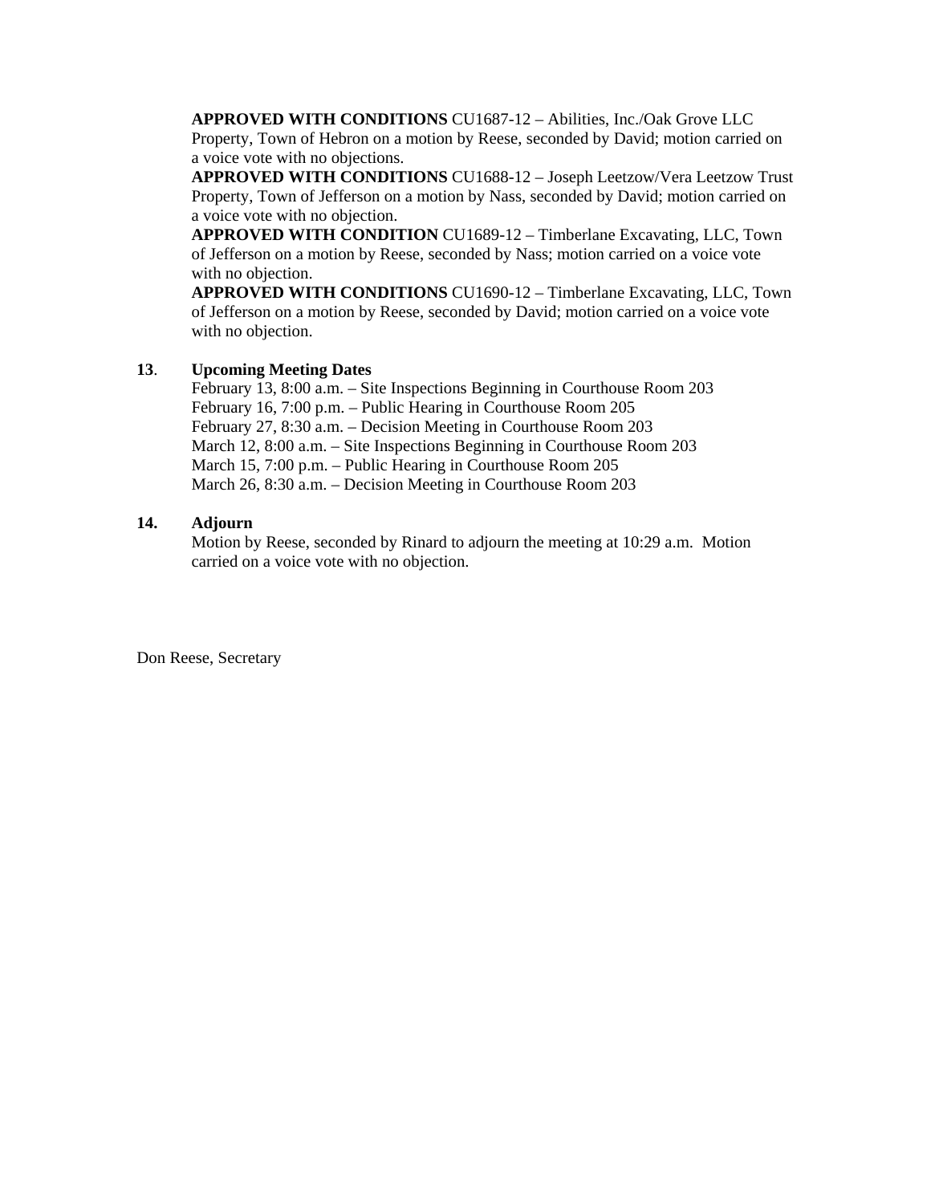**APPROVED WITH CONDITIONS** CU1687-12 – Abilities, Inc./Oak Grove LLC Property, Town of Hebron on a motion by Reese, seconded by David; motion carried on a voice vote with no objections.

**APPROVED WITH CONDITIONS** CU1688-12 – Joseph Leetzow/Vera Leetzow Trust Property, Town of Jefferson on a motion by Nass, seconded by David; motion carried on a voice vote with no objection.

**APPROVED WITH CONDITION** CU1689-12 – Timberlane Excavating, LLC, Town of Jefferson on a motion by Reese, seconded by Nass; motion carried on a voice vote with no objection.

**APPROVED WITH CONDITIONS** CU1690-12 – Timberlane Excavating, LLC, Town of Jefferson on a motion by Reese, seconded by David; motion carried on a voice vote with no objection.

**13**. **Upcoming Meeting Dates**

February 13, 8:00 a.m. – Site Inspections Beginning in Courthouse Room 203
February 16, 7:00 p.m. – Public Hearing in Courthouse Room 205
February 27, 8:30 a.m. – Decision Meeting in Courthouse Room 203
March 12, 8:00 a.m. – Site Inspections Beginning in Courthouse Room 203
March 15, 7:00 p.m. – Public Hearing in Courthouse Room 205
March 26, 8:30 a.m. – Decision Meeting in Courthouse Room 203

**14.** **Adjourn**

Motion by Reese, seconded by Rinard to adjourn the meeting at 10:29 a.m. Motion carried on a voice vote with no objection.

Don Reese, Secretary